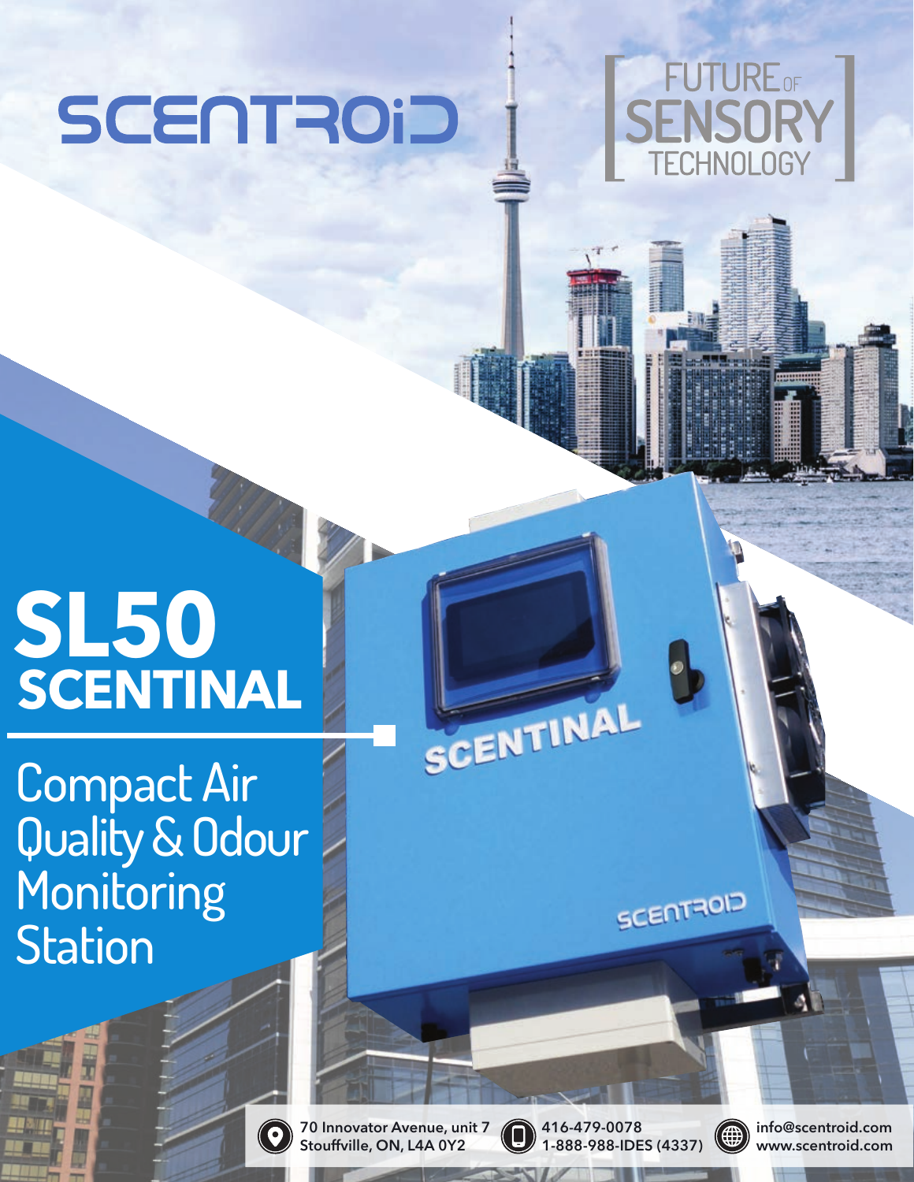SCENTROID

FUTURE OF SENSORY TECHNOLOGY

# SL50 SCENTINAL

## Compact Air Quality & Odour Monitoring Station

70 Innovator Avenue, unit 7
Stouffville, ON, L4A 0Y2

416-479-0078
1-888-988-IDES (4337)

info@scentroid.com
www.scentroid.com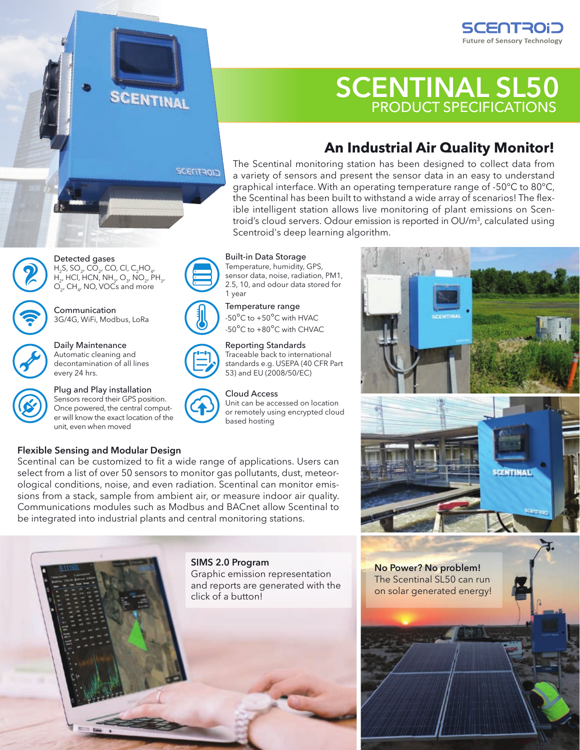SCENTROID
Future of Sensory Technology

# SCENTINAL SL50
## PRODUCT SPECIFICATIONS

## An Industrial Air Quality Monitor!

The Scentinal monitoring station has been designed to collect data from a variety of sensors and present the sensor data in an easy to understand graphical interface. With an operating temperature range of -50°C to 80°C, the Scentinal has been built to withstand a wide array of scenarios! The flexible intelligent station allows live monitoring of plant emissions on Scentroid's cloud servers. Odour emission is reported in OU/$m^3$, calculated using Scentroid's deep learning algorithm.

**Detected gases**
$H_2S$, $SO_2$, $CO_2$, CO, Cl, $C_2HO_4$, $H_2$, HCl, HCN, $NH_3$, $O_3$, $NO_2$, $PH_3$, $O_2$, $CH_4$, NO, VOCs and more

**Communication**
3G/4G, WiFi, Modbus, LoRa

**Daily Maintenance**
Automatic cleaning and decontamination of all lines every 24 hrs.

**Plug and Play installation**
Sensors record their GPS position. Once powered, the central computer will know the exact location of the unit, even when moved

**Built-in Data Storage**
Temperature, humidity, GPS, sensor data, noise, radiation, PM1, 2.5, 10, and odour data stored for 1 year

**Temperature range**
-50°C to +50°C with HVAC
-50°C to +80°C with CHVAC

**Reporting Standards**
Traceable back to international standards e.g. USEPA (40 CFR Part 53) and EU (2008/50/EC)

**Cloud Access**
Unit can be accessed on location or remotely using encrypted cloud based hosting

**Flexible Sensing and Modular Design**
Scentinal can be customized to fit a wide range of applications. Users can select from a list of over 50 sensors to monitor gas pollutants, dust, meteorological conditions, noise, and even radiation. Scentinal can monitor emissions from a stack, sample from ambient air, or measure indoor air quality. Communications modules such as Modbus and BACnet allow Scentinal to be integrated into industrial plants and central monitoring stations.

**SIMS 2.0 Program**
Graphic emission representation and reports are generated with the click of a button!

**No Power? No problem!**
The Scentinal SL50 can run on solar generated energy!